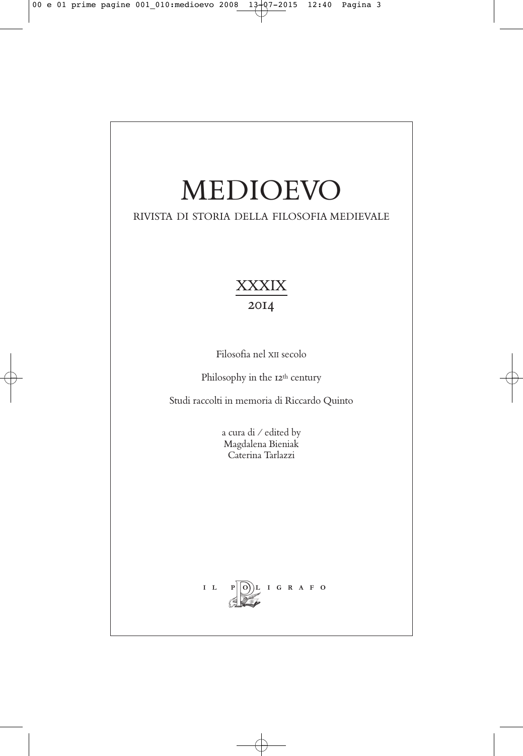# MEDIOEVO

RIVISTA DI STORIA DELLA FILOSOFIA MEDIEVALE

XXXIX

2014

Filosofia nel XII secolo

Philosophy in the 12th century

Studi raccolti in memoria di Riccardo Quinto

a cura di / edited by
Magdalena Bieniak
Caterina Tarlazzi

IL POLIGRAFO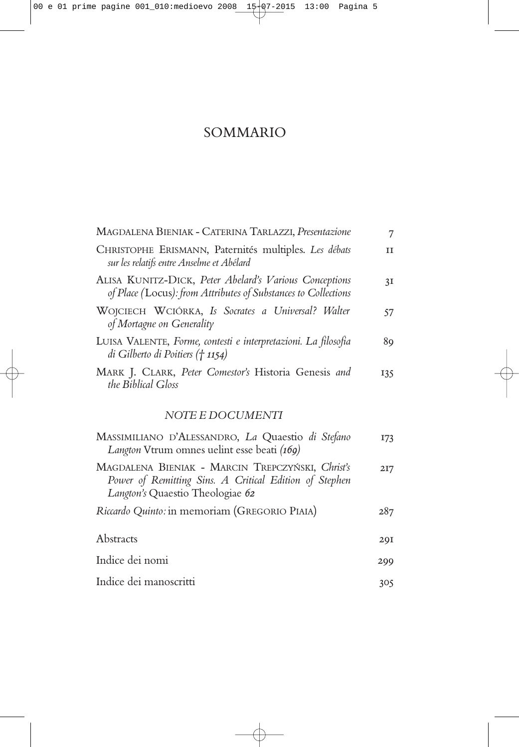# SOMMARIO

| | |
|---|---|
| MAGDALENA BIENIAK - CATERINA TARLAZZI, *Presentazione* | 7 |
| CHRISTOPHE ERISMANN, Paternités multiples. *Les débats sur les relatifs entre Anselme et Abélard* | 11 |
| ALISA KUNITZ-DICK, *Peter Abelard's Various Conceptions of Place (*Locus*): from Attributes of Substances to Collections* | 31 |
| WOJCIECH WCIÓRKA, *Is Socrates a Universal? Walter of Mortagne on Generality* | 57 |
| LUISA VALENTE, *Forme, contesti e interpretazioni. La filosofia di Gilberto di Poitiers († 1154)* | 89 |
| MARK J. CLARK, *Peter Comestor's* Historia Genesis *and the Biblical Gloss* | 135 |

## *NOTE E DOCUMENTI*

| | |
|---|---|
| MASSIMILIANO D'ALESSANDRO, *La* Quaestio *di Stefano Langton* Vtrum omnes uelint esse beati *(169)* | 173 |
| MAGDALENA BIENIAK - MARCIN TREPCZYŃSKI, *Christ's Power of Remitting Sins. A Critical Edition of Stephen Langton's* Quaestio Theologiae *62* | 217 |
| *Riccardo Quinto:* in memoriam (GREGORIO PIAIA) | 287 |
| Abstracts | 291 |
| Indice dei nomi | 299 |
| Indice dei manoscritti | 305 |